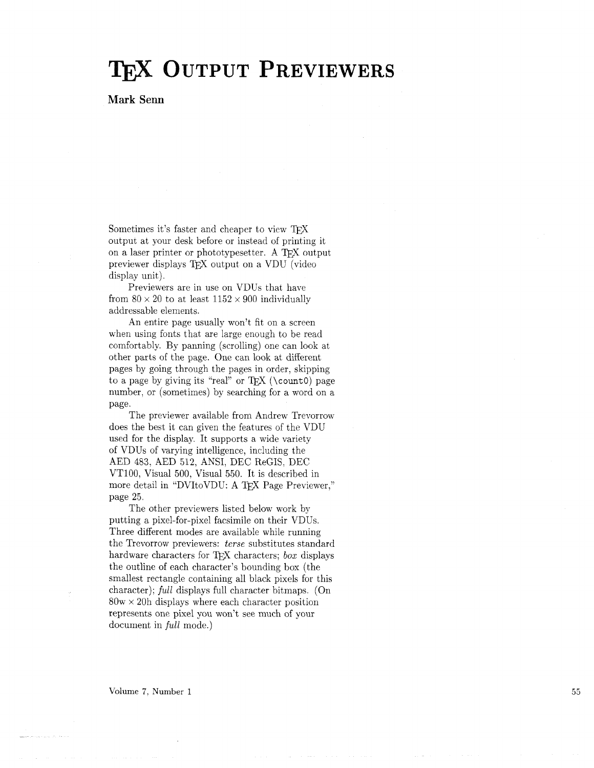# TeX Output Previewers

**Mark Senn**

Sometimes it's faster and cheaper to view TeX output at your desk before or instead of printing it on a laser printer or phototypesetter. A TeX output previewer displays TeX output on a VDU (video display unit).

Previewers are in use on VDUs that have from $80 \times 20$ to at least $1152 \times 900$ individually addressable elements.

An entire page usually won't fit on a screen when using fonts that are large enough to be read comfortably. By panning (scrolling) one can look at other parts of the page. One can look at different pages by going through the pages in order, skipping to a page by giving its "real" or TeX (`\count0`) page number, or (sometimes) by searching for a word on a page.

The previewer available from Andrew Trevorrow does the best it can given the features of the VDU used for the display. It supports a wide variety of VDUs of varying intelligence, including the AED 483, AED 512, ANSI, DEC ReGIS, DEC VT100, Visual 500, Visual 550. It is described in more detail in "DVItoVDU: A TeX Page Previewer," page 25.

The other previewers listed below work by putting a pixel-for-pixel facsimile on their VDUs. Three different modes are available while running the Trevorrow previewers: *terse* substitutes standard hardware characters for TeX characters; *box* displays the outline of each character's bounding box (the smallest rectangle containing all black pixels for this character); *full* displays full character bitmaps. (On 80w $\times$ 20h displays where each character position represents one pixel you won't see much of your document in *full* mode.)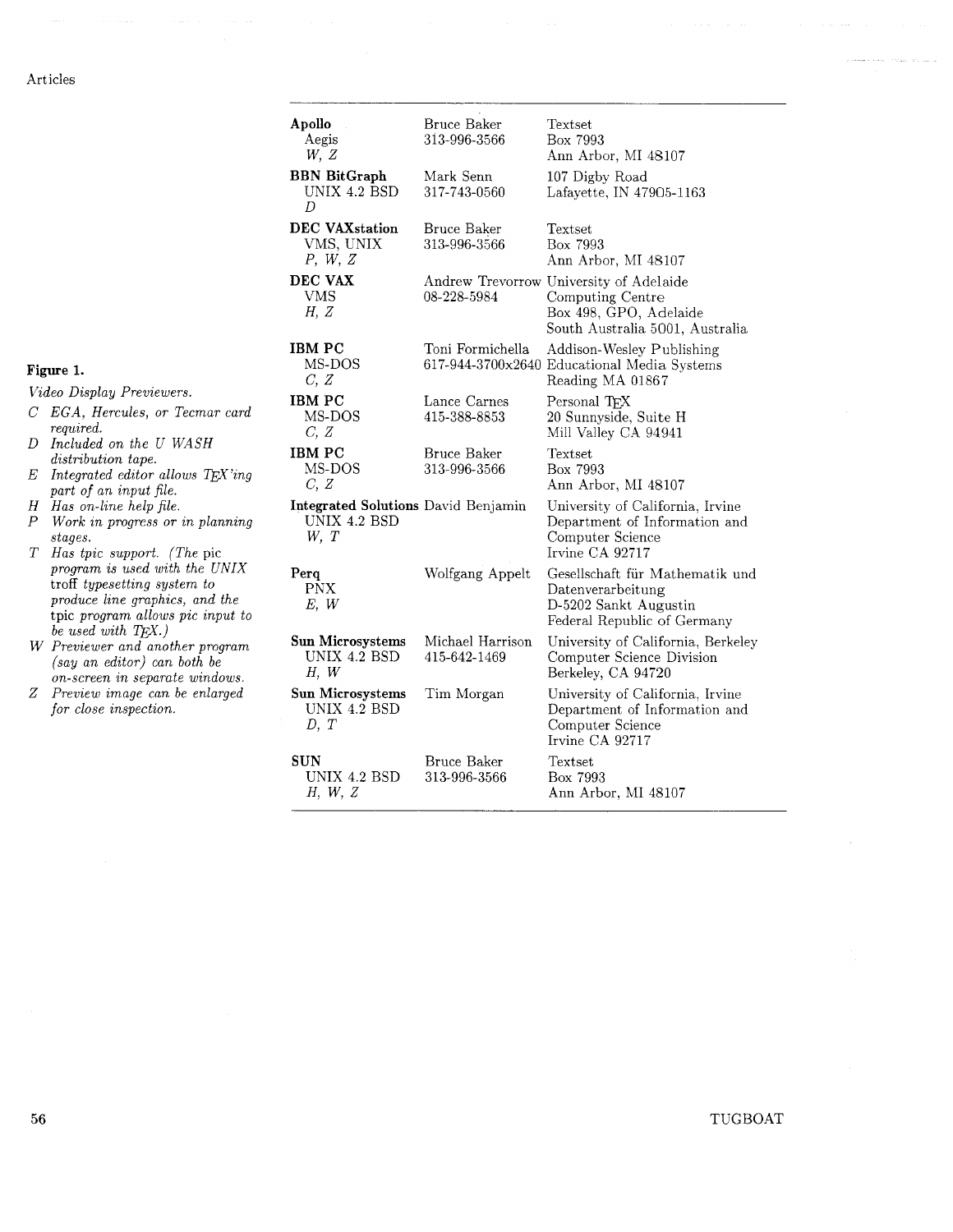**Figure 1.**

*Video Display Previewers.*

- *C* *EGA, Hercules, or Tecmar card required.*
- *D* *Included on the U WASH distribution tape.*
- *E* *Integrated editor allows TEX'ing part of an input file.*
- *H* *Has on-line help file.*
- *P* *Work in progress or in planning stages.*
- *T* *Has tpic support. (The* pic *program is used with the UNIX* troff *typesetting system to produce line graphics, and the* tpic *program allows pic input to be used with TEX.)*
- *W* *Previewer and another program (say an editor) can both be on-screen in separate windows.*
- *Z* *Preview image can be enlarged for close inspection.*

| | | |
|---|---|---|
| **Apollo**<br>Aegis<br>*W, Z* | Bruce Baker<br>313-996-3566 | Textset<br>Box 7993<br>Ann Arbor, MI 48107 |
| **BBN BitGraph**<br>UNIX 4.2 BSD<br>*D* | Mark Senn<br>317-743-0560 | 107 Digby Road<br>Lafayette, IN 47905-1163 |
| **DEC VAXstation**<br>VMS, UNIX<br>*P, W, Z* | Bruce Baker<br>313-996-3566 | Textset<br>Box 7993<br>Ann Arbor, MI 48107 |
| **DEC VAX**<br>VMS<br>*H, Z* | Andrew Trevorrow<br>08-228-5984 | University of Adelaide<br>Computing Centre<br>Box 498, GPO, Adelaide<br>South Australia 5001, Australia |
| **IBM PC**<br>MS-DOS<br>*C, Z* | Toni Formichella<br>617-944-3700x2640 | Addison-Wesley Publishing<br>Educational Media Systems<br>Reading MA 01867 |
| **IBM PC**<br>MS-DOS<br>*C, Z* | Lance Carnes<br>415-388-8853 | Personal TEX<br>20 Sunnyside, Suite H<br>Mill Valley CA 94941 |
| **IBM PC**<br>MS-DOS<br>*C, Z* | Bruce Baker<br>313-996-3566 | Textset<br>Box 7993<br>Ann Arbor, MI 48107 |
| **Integrated Solutions**<br>UNIX 4.2 BSD<br>*W, T* | David Benjamin | University of California, Irvine<br>Department of Information and<br>Computer Science<br>Irvine CA 92717 |
| **Perq**<br>PNX<br>*E, W* | Wolfgang Appelt | Gesellschaft für Mathematik und<br>Datenverarbeitung<br>D-5202 Sankt Augustin<br>Federal Republic of Germany |
| **Sun Microsystems**<br>UNIX 4.2 BSD<br>*H, W* | Michael Harrison<br>415-642-1469 | University of California, Berkeley<br>Computer Science Division<br>Berkeley, CA 94720 |
| **Sun Microsystems**<br>UNIX 4.2 BSD<br>*D, T* | Tim Morgan | University of California, Irvine<br>Department of Information and<br>Computer Science<br>Irvine CA 92717 |
| **SUN**<br>UNIX 4.2 BSD<br>*H, W, Z* | Bruce Baker<br>313-996-3566 | Textset<br>Box 7993<br>Ann Arbor, MI 48107 |